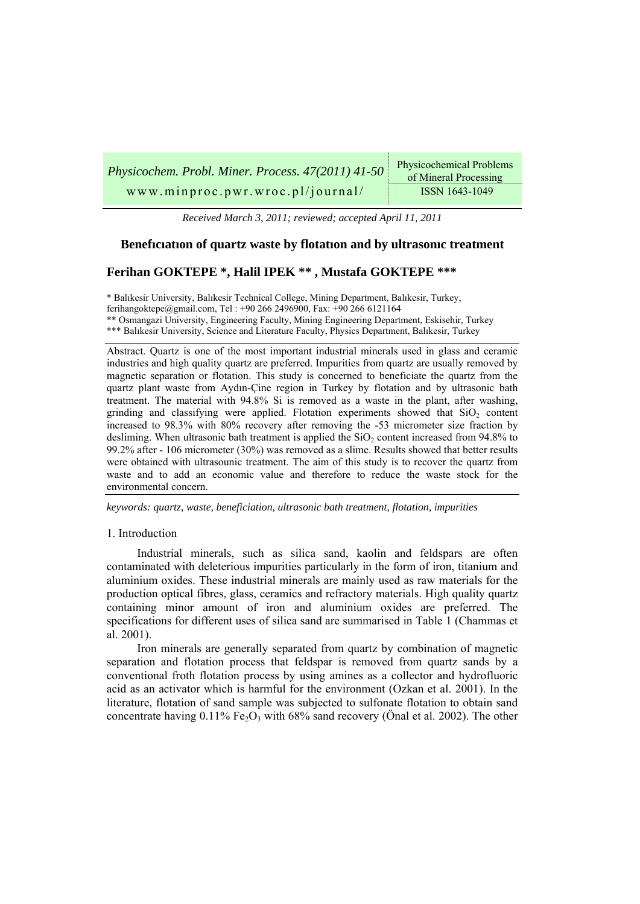*Received March 3, 2011; reviewed; accepted April 11, 2011*

# Benefıcıatıon of quartz waste by flotatıon and by ultrasonıc treatment

**Ferihan GOKTEPE \*, Halil IPEK \*\* , Mustafa GOKTEPE \*\*\***

\* Balıkesir University, Balıkesir Technical College, Mining Department, Balıkesir, Turkey, ferihangoktepe@gmail.com, Tel : +90 266 2496900, Fax: +90 266 6121164
\*\* Osmangazi University, Engineering Faculty, Mining Engineering Department, Eskisehir, Turkey
\*\*\* Balıkesir University, Science and Literature Faculty, Physics Department, Balıkesir, Turkey

Abstract. Quartz is one of the most important industrial minerals used in glass and ceramic industries and high quality quartz are preferred. Impurities from quartz are usually removed by magnetic separation or flotation. This study is concerned to beneficiate the quartz from the quartz plant waste from Aydın-Çine region in Turkey by flotation and by ultrasonic bath treatment. The material with 94.8% Si is removed as a waste in the plant, after washing, grinding and classifying were applied. Flotation experiments showed that $SiO_2$ content increased to 98.3% with 80% recovery after removing the -53 micrometer size fraction by desliming. When ultrasonic bath treatment is applied the $SiO_2$ content increased from 94.8% to 99.2% after - 106 micrometer (30%) was removed as a slime. Results showed that better results were obtained with ultrasounic treatment. The aim of this study is to recover the quartz from waste and to add an economic value and therefore to reduce the waste stock for the environmental concern.

*keywords: quartz, waste, beneficiation, ultrasonic bath treatment, flotation, impurities*

## 1. Introduction

Industrial minerals, such as silica sand, kaolin and feldspars are often contaminated with deleterious impurities particularly in the form of iron, titanium and aluminium oxides. These industrial minerals are mainly used as raw materials for the production optical fibres, glass, ceramics and refractory materials. High quality quartz containing minor amount of iron and aluminium oxides are preferred. The specifications for different uses of silica sand are summarised in Table 1 (Chammas et al. 2001).

Iron minerals are generally separated from quartz by combination of magnetic separation and flotation process that feldspar is removed from quartz sands by a conventional froth flotation process by using amines as a collector and hydrofluoric acid as an activator which is harmful for the environment (Ozkan et al. 2001). In the literature, flotation of sand sample was subjected to sulfonate flotation to obtain sand concentrate having 0.11% $Fe_2O_3$ with 68% sand recovery (Önal et al. 2002). The other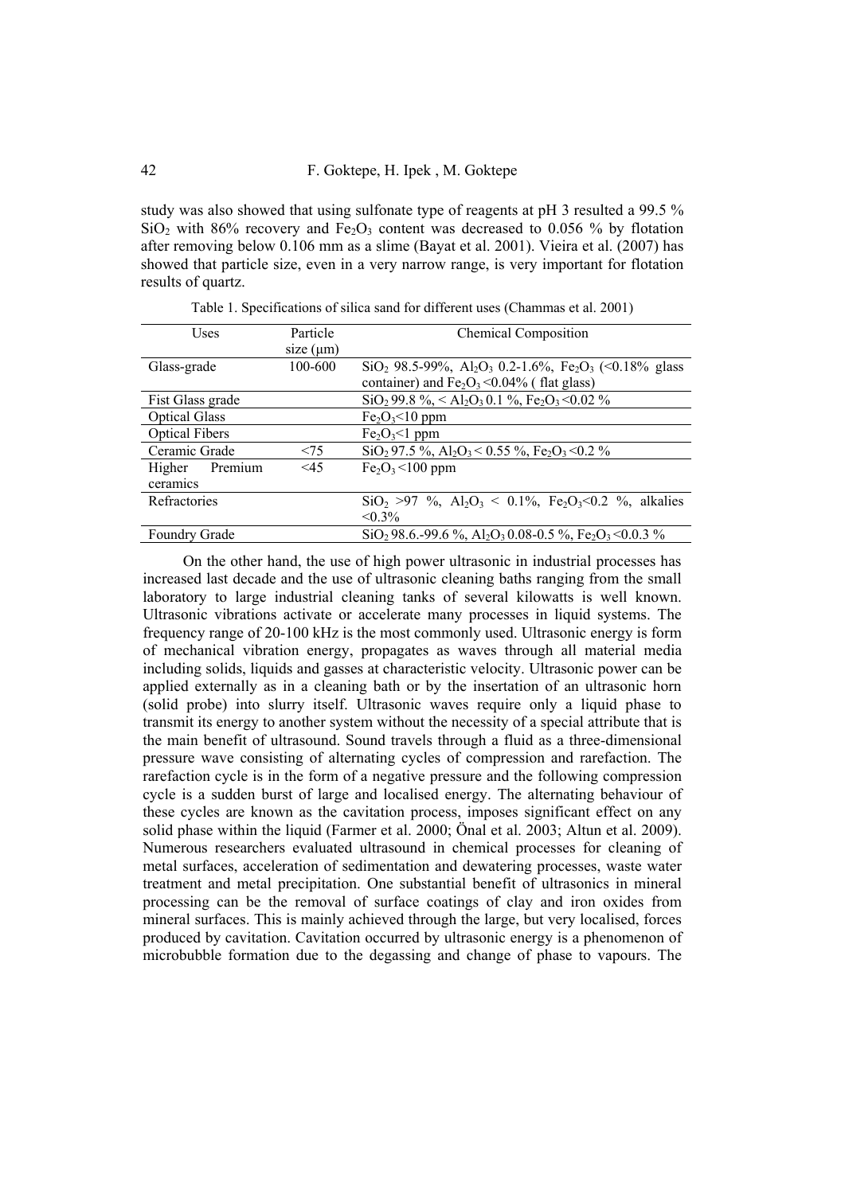study was also showed that using sulfonate type of reagents at pH 3 resulted a 99.5 % $SiO_2$ with 86% recovery and $Fe_2O_3$ content was decreased to 0.056 % by flotation after removing below 0.106 mm as a slime (Bayat et al. 2001). Vieira et al. (2007) has showed that particle size, even in a very narrow range, is very important for flotation results of quartz.

Table 1. Specifications of silica sand for different uses (Chammas et al. 2001)

| Uses | Particle size (μm) | Chemical Composition |
|---|---|---|
| Glass-grade | 100-600 | $SiO_2$ 98.5-99%, $Al_2O_3$ 0.2-1.6%, $Fe_2O_3$ (<0.18% glass container) and $Fe_2O_3$ <0.04% ( flat glass) |
| Fist Glass grade | | $SiO_2$ 99.8 %, < $Al_2O_3$ 0.1 %, $Fe_2O_3$ <0.02 % |
| Optical Glass | | $Fe_2O_3$<10 ppm |
| Optical Fibers | | $Fe_2O_3$<1 ppm |
| Ceramic Grade | <75 | $SiO_2$ 97.5 %, $Al_2O_3$ < 0.55 %, $Fe_2O_3$ <0.2 % |
| Higher Premium ceramics | <45 | $Fe_2O_3$ <100 ppm |
| Refractories | | $SiO_2$ >97 %, $Al_2O_3$ < 0.1%, $Fe_2O_3$<0.2 %, alkalies <0.3% |
| Foundry Grade | | $SiO_2$ 98.6.-99.6 %, $Al_2O_3$ 0.08-0.5 %, $Fe_2O_3$ <0.0.3 % |

On the other hand, the use of high power ultrasonic in industrial processes has increased last decade and the use of ultrasonic cleaning baths ranging from the small laboratory to large industrial cleaning tanks of several kilowatts is well known. Ultrasonic vibrations activate or accelerate many processes in liquid systems. The frequency range of 20-100 kHz is the most commonly used. Ultrasonic energy is form of mechanical vibration energy, propagates as waves through all material media including solids, liquids and gasses at characteristic velocity. Ultrasonic power can be applied externally as in a cleaning bath or by the insertation of an ultrasonic horn (solid probe) into slurry itself. Ultrasonic waves require only a liquid phase to transmit its energy to another system without the necessity of a special attribute that is the main benefit of ultrasound. Sound travels through a fluid as a three-dimensional pressure wave consisting of alternating cycles of compression and rarefaction. The rarefaction cycle is in the form of a negative pressure and the following compression cycle is a sudden burst of large and localised energy. The alternating behaviour of these cycles are known as the cavitation process, imposes significant effect on any solid phase within the liquid (Farmer et al. 2000; Önal et al. 2003; Altun et al. 2009). Numerous researchers evaluated ultrasound in chemical processes for cleaning of metal surfaces, acceleration of sedimentation and dewatering processes, waste water treatment and metal precipitation. One substantial benefit of ultrasonics in mineral processing can be the removal of surface coatings of clay and iron oxides from mineral surfaces. This is mainly achieved through the large, but very localised, forces produced by cavitation. Cavitation occurred by ultrasonic energy is a phenomenon of microbubble formation due to the degassing and change of phase to vapours. The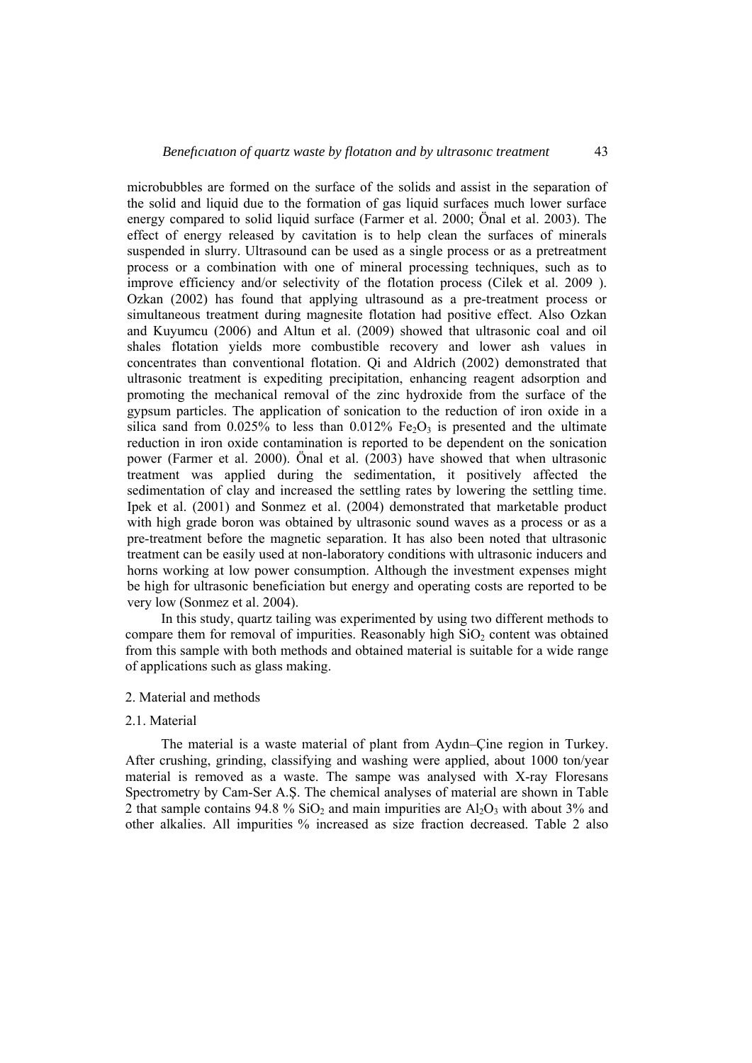microbubbles are formed on the surface of the solids and assist in the separation of the solid and liquid due to the formation of gas liquid surfaces much lower surface energy compared to solid liquid surface (Farmer et al. 2000; Önal et al. 2003). The effect of energy released by cavitation is to help clean the surfaces of minerals suspended in slurry. Ultrasound can be used as a single process or as a pretreatment process or a combination with one of mineral processing techniques, such as to improve efficiency and/or selectivity of the flotation process (Cilek et al. 2009 ). Ozkan (2002) has found that applying ultrasound as a pre-treatment process or simultaneous treatment during magnesite flotation had positive effect. Also Ozkan and Kuyumcu (2006) and Altun et al. (2009) showed that ultrasonic coal and oil shales flotation yields more combustible recovery and lower ash values in concentrates than conventional flotation. Qi and Aldrich (2002) demonstrated that ultrasonic treatment is expediting precipitation, enhancing reagent adsorption and promoting the mechanical removal of the zinc hydroxide from the surface of the gypsum particles. The application of sonication to the reduction of iron oxide in a silica sand from 0.025% to less than 0.012% $Fe_2O_3$ is presented and the ultimate reduction in iron oxide contamination is reported to be dependent on the sonication power (Farmer et al. 2000). Önal et al. (2003) have showed that when ultrasonic treatment was applied during the sedimentation, it positively affected the sedimentation of clay and increased the settling rates by lowering the settling time. Ipek et al. (2001) and Sonmez et al. (2004) demonstrated that marketable product with high grade boron was obtained by ultrasonic sound waves as a process or as a pre-treatment before the magnetic separation. It has also been noted that ultrasonic treatment can be easily used at non-laboratory conditions with ultrasonic inducers and horns working at low power consumption. Although the investment expenses might be high for ultrasonic beneficiation but energy and operating costs are reported to be very low (Sonmez et al. 2004).

In this study, quartz tailing was experimented by using two different methods to compare them for removal of impurities. Reasonably high $SiO_2$ content was obtained from this sample with both methods and obtained material is suitable for a wide range of applications such as glass making.

## 2. Material and methods

### 2.1. Material

The material is a waste material of plant from Aydın–Çine region in Turkey. After crushing, grinding, classifying and washing were applied, about 1000 ton/year material is removed as a waste. The sampe was analysed with X-ray Floresans Spectrometry by Cam-Ser A.Ş. The chemical analyses of material are shown in Table 2 that sample contains 94.8 % $SiO_2$ and main impurities are $Al_2O_3$ with about 3% and other alkalies. All impurities % increased as size fraction decreased. Table 2 also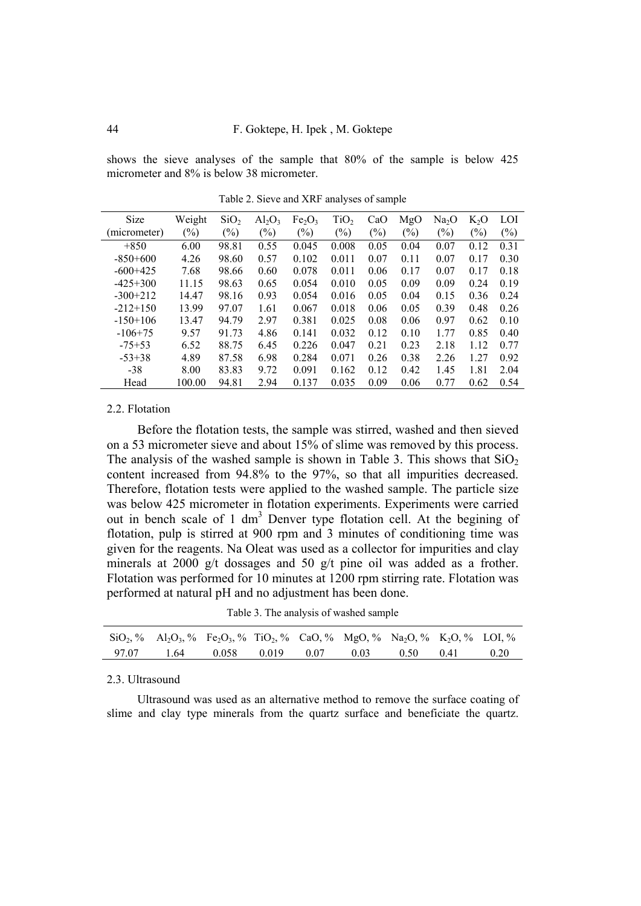shows the sieve analyses of the sample that 80% of the sample is below 425 micrometer and 8% is below 38 micrometer.

Table 2. Sieve and XRF analyses of sample

| Size (micrometer) | Weight (%) | $SiO_2$ (%) | $Al_2O_3$ (%) | $Fe_2O_3$ (%) | $TiO_2$ (%) | CaO (%) | MgO (%) | $Na_2O$ (%) | $K_2O$ (%) | LOI (%) |
|---|---|---|---|---|---|---|---|---|---|---|
| +850 | 6.00 | 98.81 | 0.55 | 0.045 | 0.008 | 0.05 | 0.04 | 0.07 | 0.12 | 0.31 |
| -850+600 | 4.26 | 98.60 | 0.57 | 0.102 | 0.011 | 0.07 | 0.11 | 0.07 | 0.17 | 0.30 |
| -600+425 | 7.68 | 98.66 | 0.60 | 0.078 | 0.011 | 0.06 | 0.17 | 0.07 | 0.17 | 0.18 |
| -425+300 | 11.15 | 98.63 | 0.65 | 0.054 | 0.010 | 0.05 | 0.09 | 0.09 | 0.24 | 0.19 |
| -300+212 | 14.47 | 98.16 | 0.93 | 0.054 | 0.016 | 0.05 | 0.04 | 0.15 | 0.36 | 0.24 |
| -212+150 | 13.99 | 97.07 | 1.61 | 0.067 | 0.018 | 0.06 | 0.05 | 0.39 | 0.48 | 0.26 |
| -150+106 | 13.47 | 94.79 | 2.97 | 0.381 | 0.025 | 0.08 | 0.06 | 0.97 | 0.62 | 0.10 |
| -106+75 | 9.57 | 91.73 | 4.86 | 0.141 | 0.032 | 0.12 | 0.10 | 1.77 | 0.85 | 0.40 |
| -75+53 | 6.52 | 88.75 | 6.45 | 0.226 | 0.047 | 0.21 | 0.23 | 2.18 | 1.12 | 0.77 |
| -53+38 | 4.89 | 87.58 | 6.98 | 0.284 | 0.071 | 0.26 | 0.38 | 2.26 | 1.27 | 0.92 |
| -38 | 8.00 | 83.83 | 9.72 | 0.091 | 0.162 | 0.12 | 0.42 | 1.45 | 1.81 | 2.04 |
| Head | 100.00 | 94.81 | 2.94 | 0.137 | 0.035 | 0.09 | 0.06 | 0.77 | 0.62 | 0.54 |

### 2.2. Flotation

Before the flotation tests, the sample was stirred, washed and then sieved on a 53 micrometer sieve and about 15% of slime was removed by this process. The analysis of the washed sample is shown in Table 3. This shows that $SiO_2$ content increased from 94.8% to the 97%, so that all impurities decreased. Therefore, flotation tests were applied to the washed sample. The particle size was below 425 micrometer in flotation experiments. Experiments were carried out in bench scale of 1 $dm^3$ Denver type flotation cell. At the begining of flotation, pulp is stirred at 900 rpm and 3 minutes of conditioning time was given for the reagents. Na Oleat was used as a collector for impurities and clay minerals at 2000 g/t dossages and 50 g/t pine oil was added as a frother. Flotation was performed for 10 minutes at 1200 rpm stirring rate. Flotation was performed at natural pH and no adjustment has been done.

Table 3. The analysis of washed sample

| $SiO_2$, % | $Al_2O_3$, % | $Fe_2O_3$, % | $TiO_2$, % | CaO, % | MgO, % | $Na_2O$, % | $K_2O$, % | LOI, % |
|---|---|---|---|---|---|---|---|---|
| 97.07 | 1.64 | 0.058 | 0.019 | 0.07 | 0.03 | 0.50 | 0.41 | 0.20 |

### 2.3. Ultrasound

Ultrasound was used as an alternative method to remove the surface coating of slime and clay type minerals from the quartz surface and beneficiate the quartz.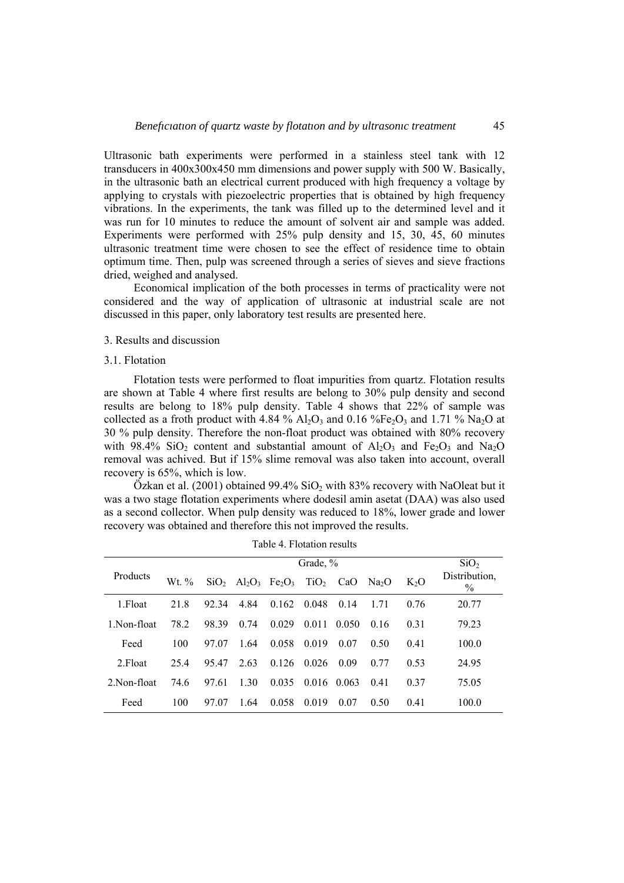Ultrasonic bath experiments were performed in a stainless steel tank with 12 transducers in 400x300x450 mm dimensions and power supply with 500 W. Basically, in the ultrasonic bath an electrical current produced with high frequency a voltage by applying to crystals with piezoelectric properties that is obtained by high frequency vibrations. In the experiments, the tank was filled up to the determined level and it was run for 10 minutes to reduce the amount of solvent air and sample was added. Experiments were performed with 25% pulp density and 15, 30, 45, 60 minutes ultrasonic treatment time were chosen to see the effect of residence time to obtain optimum time. Then, pulp was screened through a series of sieves and sieve fractions dried, weighed and analysed.

Economical implication of the both processes in terms of practicality were not considered and the way of application of ultrasonic at industrial scale are not discussed in this paper, only laboratory test results are presented here.

## 3. Results and discussion

### 3.1. Flotation

Flotation tests were performed to float impurities from quartz. Flotation results are shown at Table 4 where first results are belong to 30% pulp density and second results are belong to 18% pulp density. Table 4 shows that 22% of sample was collected as a froth product with 4.84 % $Al_2O_3$ and 0.16 %$Fe_2O_3$ and 1.71 % $Na_2O$ at 30 % pulp density. Therefore the non-float product was obtained with 80% recovery with 98.4% $SiO_2$ content and substantial amount of $Al_2O_3$ and $Fe_2O_3$ and $Na_2O$ removal was achived. But if 15% slime removal was also taken into account, overall recovery is 65%, which is low.

Özkan et al. (2001) obtained 99.4% $SiO_2$ with 83% recovery with NaOleat but it was a two stage flotation experiments where dodesil amin asetat (DAA) was also used as a second collector. When pulp density was reduced to 18%, lower grade and lower recovery was obtained and therefore this not improved the results.

Table 4. Flotation results

| Products | Wt. % | Grade, % | | | | | | | $SiO_2$ Distribution, % |
|---|---|---|---|---|---|---|---|---|---|
| | | $SiO_2$ | $Al_2O_3$ | $Fe_2O_3$ | $TiO_2$ | CaO | $Na_2O$ | $K_2O$ | |
| 1.Float | 21.8 | 92.34 | 4.84 | 0.162 | 0.048 | 0.14 | 1.71 | 0.76 | 20.77 |
| 1.Non-float | 78.2 | 98.39 | 0.74 | 0.029 | 0.011 | 0.050 | 0.16 | 0.31 | 79.23 |
| Feed | 100 | 97.07 | 1.64 | 0.058 | 0.019 | 0.07 | 0.50 | 0.41 | 100.0 |
| 2.Float | 25.4 | 95.47 | 2.63 | 0.126 | 0.026 | 0.09 | 0.77 | 0.53 | 24.95 |
| 2.Non-float | 74.6 | 97.61 | 1.30 | 0.035 | 0.016 | 0.063 | 0.41 | 0.37 | 75.05 |
| Feed | 100 | 97.07 | 1.64 | 0.058 | 0.019 | 0.07 | 0.50 | 0.41 | 100.0 |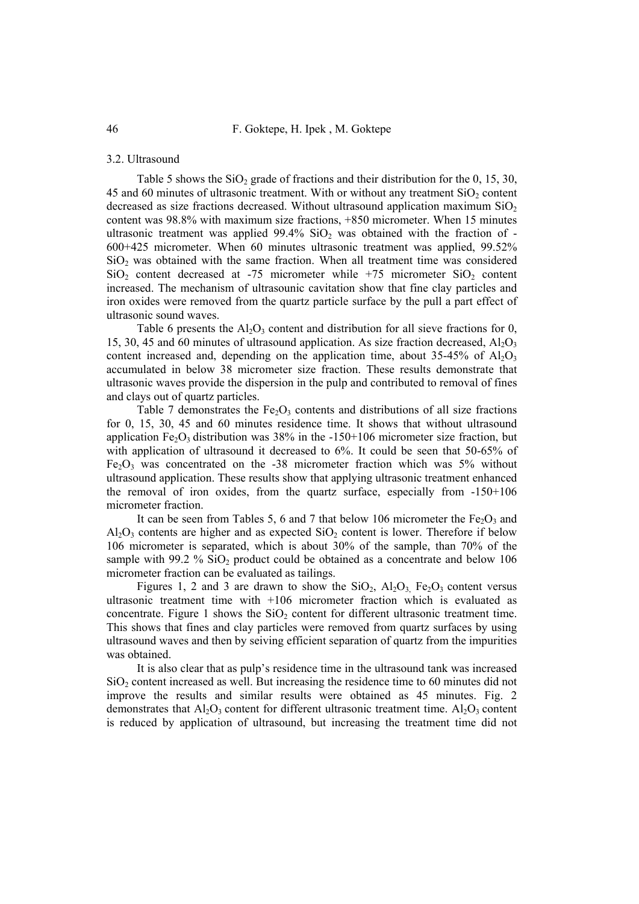### 3.2. Ultrasound

Table 5 shows the $SiO_2$ grade of fractions and their distribution for the 0, 15, 30, 45 and 60 minutes of ultrasonic treatment. With or without any treatment $SiO_2$ content decreased as size fractions decreased. Without ultrasound application maximum $SiO_2$ content was 98.8% with maximum size fractions, +850 micrometer. When 15 minutes ultrasonic treatment was applied 99.4% $SiO_2$ was obtained with the fraction of -600+425 micrometer. When 60 minutes ultrasonic treatment was applied, 99.52% $SiO_2$ was obtained with the same fraction. When all treatment time was considered $SiO_2$ content decreased at -75 micrometer while +75 micrometer $SiO_2$ content increased. The mechanism of ultrasounic cavitation show that fine clay particles and iron oxides were removed from the quartz particle surface by the pull a part effect of ultrasonic sound waves.

Table 6 presents the $Al_2O_3$ content and distribution for all sieve fractions for 0, 15, 30, 45 and 60 minutes of ultrasound application. As size fraction decreased, $Al_2O_3$ content increased and, depending on the application time, about 35-45% of $Al_2O_3$ accumulated in below 38 micrometer size fraction. These results demonstrate that ultrasonic waves provide the dispersion in the pulp and contributed to removal of fines and clays out of quartz particles.

Table 7 demonstrates the $Fe_2O_3$ contents and distributions of all size fractions for 0, 15, 30, 45 and 60 minutes residence time. It shows that without ultrasound application $Fe_2O_3$ distribution was 38% in the -150+106 micrometer size fraction, but with application of ultrasound it decreased to 6%. It could be seen that 50-65% of $Fe_2O_3$ was concentrated on the -38 micrometer fraction which was 5% without ultrasound application. These results show that applying ultrasonic treatment enhanced the removal of iron oxides, from the quartz surface, especially from -150+106 micrometer fraction.

It can be seen from Tables 5, 6 and 7 that below 106 micrometer the $Fe_2O_3$ and $Al_2O_3$ contents are higher and as expected $SiO_2$ content is lower. Therefore if below 106 micrometer is separated, which is about 30% of the sample, than 70% of the sample with 99.2 % $SiO_2$ product could be obtained as a concentrate and below 106 micrometer fraction can be evaluated as tailings.

Figures 1, 2 and 3 are drawn to show the $SiO_2$, $Al_2O_3$, $Fe_2O_3$ content versus ultrasonic treatment time with +106 micrometer fraction which is evaluated as concentrate. Figure 1 shows the $SiO_2$ content for different ultrasonic treatment time. This shows that fines and clay particles were removed from quartz surfaces by using ultrasound waves and then by seiving efficient separation of quartz from the impurities was obtained.

It is also clear that as pulp's residence time in the ultrasound tank was increased $SiO_2$ content increased as well. But increasing the residence time to 60 minutes did not improve the results and similar results were obtained as 45 minutes. Fig. 2 demonstrates that $Al_2O_3$ content for different ultrasonic treatment time. $Al_2O_3$ content is reduced by application of ultrasound, but increasing the treatment time did not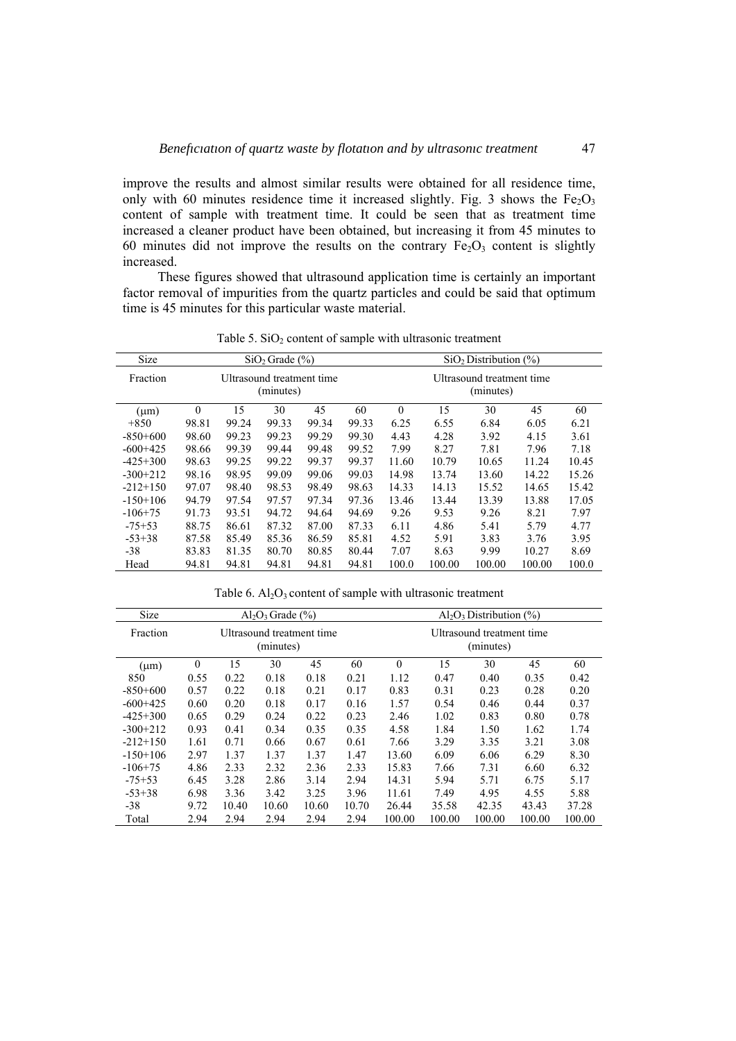improve the results and almost similar results were obtained for all residence time, only with 60 minutes residence time it increased slightly. Fig. 3 shows the $Fe_2O_3$ content of sample with treatment time. It could be seen that as treatment time increased a cleaner product have been obtained, but increasing it from 45 minutes to 60 minutes did not improve the results on the contrary $Fe_2O_3$ content is slightly increased.

These figures showed that ultrasound application time is certainly an important factor removal of impurities from the quartz particles and could be said that optimum time is 45 minutes for this particular waste material.

Table 5. $SiO_2$ content of sample with ultrasonic treatment

| Size | $SiO_2$ Grade (%) | | | | | $SiO_2$ Distribution (%) | | | | |
|---|---|---|---|---|---|---|---|---|---|---|
| Fraction | Ultrasound treatment time (minutes) | | | | | Ultrasound treatment time (minutes) | | | | |
| (μm) | 0 | 15 | 30 | 45 | 60 | 0 | 15 | 30 | 45 | 60 |
| +850 | 98.81 | 99.24 | 99.33 | 99.34 | 99.33 | 6.25 | 6.55 | 6.84 | 6.05 | 6.21 |
| -850+600 | 98.60 | 99.23 | 99.23 | 99.29 | 99.30 | 4.43 | 4.28 | 3.92 | 4.15 | 3.61 |
| -600+425 | 98.66 | 99.39 | 99.44 | 99.48 | 99.52 | 7.99 | 8.27 | 7.81 | 7.96 | 7.18 |
| -425+300 | 98.63 | 99.25 | 99.22 | 99.37 | 99.37 | 11.60 | 10.79 | 10.65 | 11.24 | 10.45 |
| -300+212 | 98.16 | 98.95 | 99.09 | 99.06 | 99.03 | 14.98 | 13.74 | 13.60 | 14.22 | 15.26 |
| -212+150 | 97.07 | 98.40 | 98.53 | 98.49 | 98.63 | 14.33 | 14.13 | 15.52 | 14.65 | 15.42 |
| -150+106 | 94.79 | 97.54 | 97.57 | 97.34 | 97.36 | 13.46 | 13.44 | 13.39 | 13.88 | 17.05 |
| -106+75 | 91.73 | 93.51 | 94.72 | 94.64 | 94.69 | 9.26 | 9.53 | 9.26 | 8.21 | 7.97 |
| -75+53 | 88.75 | 86.61 | 87.32 | 87.00 | 87.33 | 6.11 | 4.86 | 5.41 | 5.79 | 4.77 |
| -53+38 | 87.58 | 85.49 | 85.36 | 86.59 | 85.81 | 4.52 | 5.91 | 3.83 | 3.76 | 3.95 |
| -38 | 83.83 | 81.35 | 80.70 | 80.85 | 80.44 | 7.07 | 8.63 | 9.99 | 10.27 | 8.69 |
| Head | 94.81 | 94.81 | 94.81 | 94.81 | 94.81 | 100.0 | 100.00 | 100.00 | 100.00 | 100.0 |

Table 6. $Al_2O_3$ content of sample with ultrasonic treatment

| Size | $Al_2O_3$ Grade (%) | | | | | $Al_2O_3$ Distribution (%) | | | | |
|---|---|---|---|---|---|---|---|---|---|---|
| Fraction | Ultrasound treatment time (minutes) | | | | | Ultrasound treatment time (minutes) | | | | |
| (μm) | 0 | 15 | 30 | 45 | 60 | 0 | 15 | 30 | 45 | 60 |
| 850 | 0.55 | 0.22 | 0.18 | 0.18 | 0.21 | 1.12 | 0.47 | 0.40 | 0.35 | 0.42 |
| -850+600 | 0.57 | 0.22 | 0.18 | 0.21 | 0.17 | 0.83 | 0.31 | 0.23 | 0.28 | 0.20 |
| -600+425 | 0.60 | 0.20 | 0.18 | 0.17 | 0.16 | 1.57 | 0.54 | 0.46 | 0.44 | 0.37 |
| -425+300 | 0.65 | 0.29 | 0.24 | 0.22 | 0.23 | 2.46 | 1.02 | 0.83 | 0.80 | 0.78 |
| -300+212 | 0.93 | 0.41 | 0.34 | 0.35 | 0.35 | 4.58 | 1.84 | 1.50 | 1.62 | 1.74 |
| -212+150 | 1.61 | 0.71 | 0.66 | 0.67 | 0.61 | 7.66 | 3.29 | 3.35 | 3.21 | 3.08 |
| -150+106 | 2.97 | 1.37 | 1.37 | 1.37 | 1.47 | 13.60 | 6.09 | 6.06 | 6.29 | 8.30 |
| -106+75 | 4.86 | 2.33 | 2.32 | 2.36 | 2.33 | 15.83 | 7.66 | 7.31 | 6.60 | 6.32 |
| -75+53 | 6.45 | 3.28 | 2.86 | 3.14 | 2.94 | 14.31 | 5.94 | 5.71 | 6.75 | 5.17 |
| -53+38 | 6.98 | 3.36 | 3.42 | 3.25 | 3.96 | 11.61 | 7.49 | 4.95 | 4.55 | 5.88 |
| -38 | 9.72 | 10.40 | 10.60 | 10.60 | 10.70 | 26.44 | 35.58 | 42.35 | 43.43 | 37.28 |
| Total | 2.94 | 2.94 | 2.94 | 2.94 | 2.94 | 100.00 | 100.00 | 100.00 | 100.00 | 100.00 |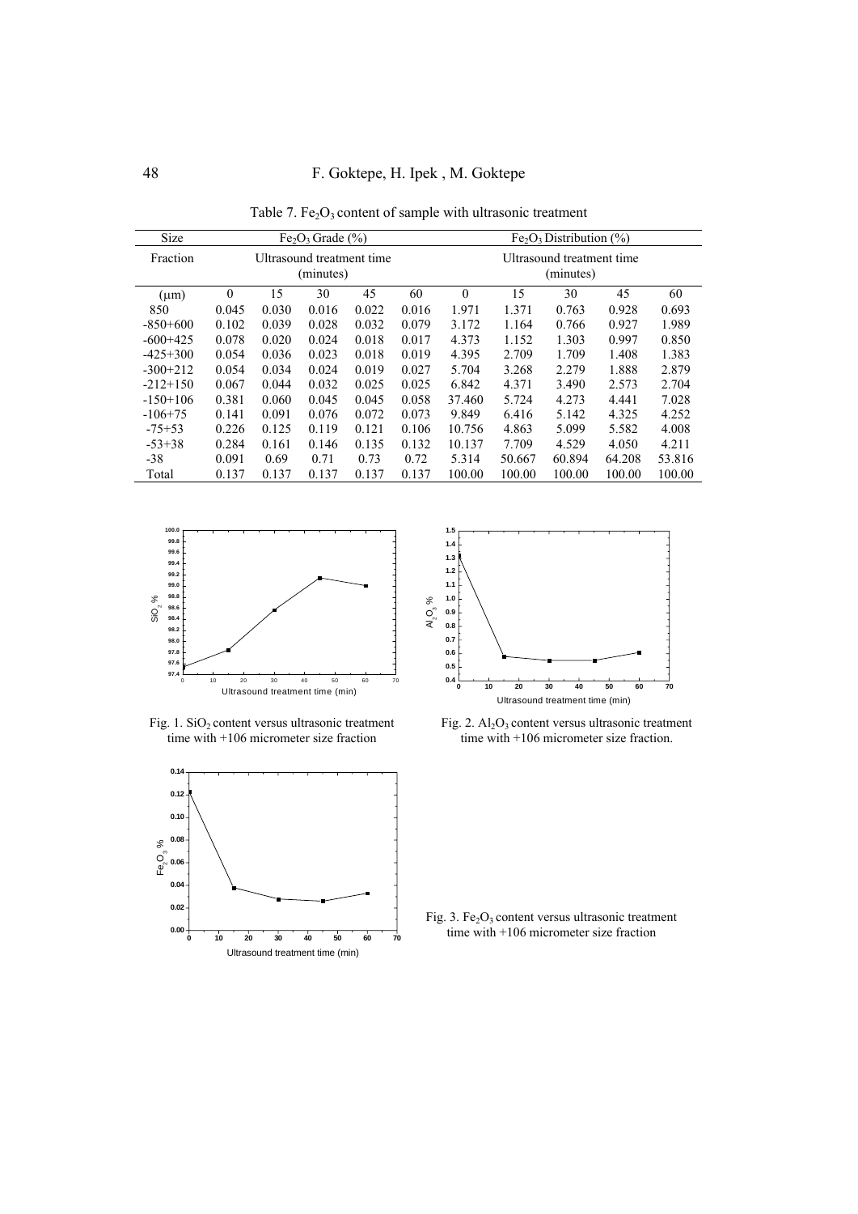Table 7. $Fe_2O_3$ content of sample with ultrasonic treatment

| Size | $Fe_2O_3$ Grade (%) | | | | | $Fe_2O_3$ Distribution (%) | | | | |
|---|---|---|---|---|---|---|---|---|---|---|
| Fraction | Ultrasound treatment time (minutes) | | | | | Ultrasound treatment time (minutes) | | | | |
| (μm) | 0 | 15 | 30 | 45 | 60 | 0 | 15 | 30 | 45 | 60 |
| 850 | 0.045 | 0.030 | 0.016 | 0.022 | 0.016 | 1.971 | 1.371 | 0.763 | 0.928 | 0.693 |
| -850+600 | 0.102 | 0.039 | 0.028 | 0.032 | 0.079 | 3.172 | 1.164 | 0.766 | 0.927 | 1.989 |
| -600+425 | 0.078 | 0.020 | 0.024 | 0.018 | 0.017 | 4.373 | 1.152 | 1.303 | 0.997 | 0.850 |
| -425+300 | 0.054 | 0.036 | 0.023 | 0.018 | 0.019 | 4.395 | 2.709 | 1.709 | 1.408 | 1.383 |
| -300+212 | 0.054 | 0.034 | 0.024 | 0.019 | 0.027 | 5.704 | 3.268 | 2.279 | 1.888 | 2.879 |
| -212+150 | 0.067 | 0.044 | 0.032 | 0.025 | 0.025 | 6.842 | 4.371 | 3.490 | 2.573 | 2.704 |
| -150+106 | 0.381 | 0.060 | 0.045 | 0.045 | 0.058 | 37.460 | 5.724 | 4.273 | 4.441 | 7.028 |
| -106+75 | 0.141 | 0.091 | 0.076 | 0.072 | 0.073 | 9.849 | 6.416 | 5.142 | 4.325 | 4.252 |
| -75+53 | 0.226 | 0.125 | 0.119 | 0.121 | 0.106 | 10.756 | 4.863 | 5.099 | 5.582 | 4.008 |
| -53+38 | 0.284 | 0.161 | 0.146 | 0.135 | 0.132 | 10.137 | 7.709 | 4.529 | 4.050 | 4.211 |
| -38 | 0.091 | 0.69 | 0.71 | 0.73 | 0.72 | 5.314 | 50.667 | 60.894 | 64.208 | 53.816 |
| Total | 0.137 | 0.137 | 0.137 | 0.137 | 0.137 | 100.00 | 100.00 | 100.00 | 100.00 | 100.00 |

Fig. 1. $SiO_2$ content versus ultrasonic treatment time with +106 micrometer size fraction

Fig. 2. $Al_2O_3$ content versus ultrasonic treatment time with +106 micrometer size fraction.

Fig. 3. $Fe_2O_3$ content versus ultrasonic treatment time with +106 micrometer size fraction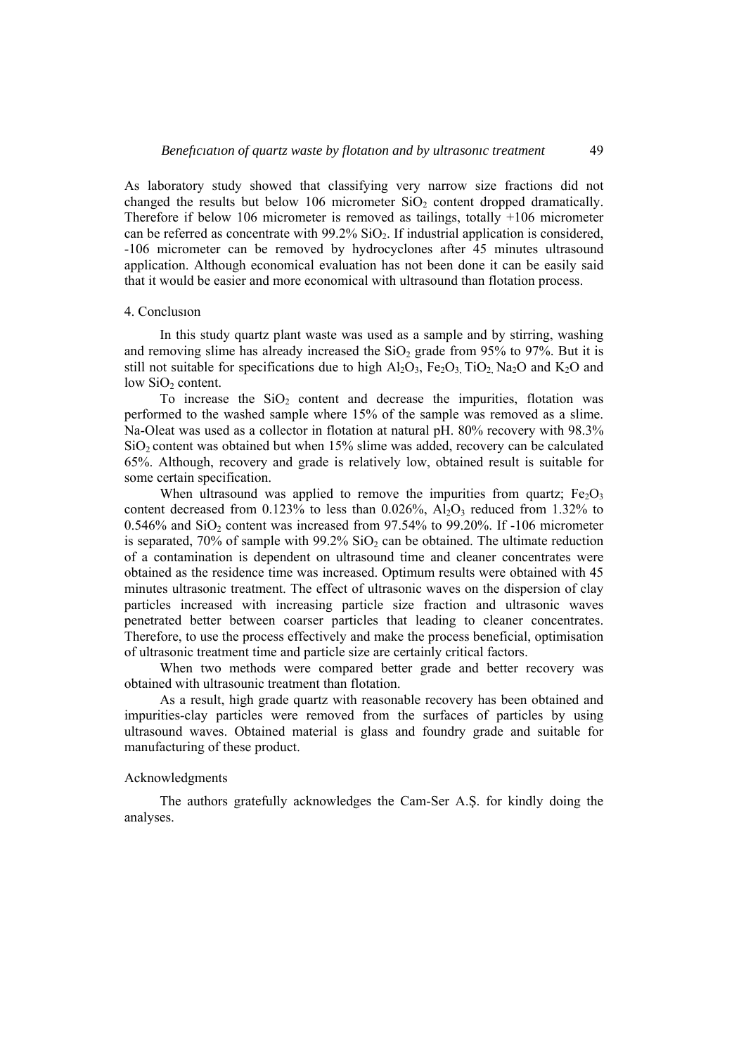As laboratory study showed that classifying very narrow size fractions did not changed the results but below 106 micrometer $SiO_2$ content dropped dramatically. Therefore if below 106 micrometer is removed as tailings, totally +106 micrometer can be referred as concentrate with 99.2% $SiO_2$. If industrial application is considered, -106 micrometer can be removed by hydrocyclones after 45 minutes ultrasound application. Although economical evaluation has not been done it can be easily said that it would be easier and more economical with ultrasound than flotation process.

## 4. Conclusıon

In this study quartz plant waste was used as a sample and by stirring, washing and removing slime has already increased the $SiO_2$ grade from 95% to 97%. But it is still not suitable for specifications due to high $Al_2O_3$, $Fe_2O_3$, $TiO_2$, $Na_2O$ and $K_2O$ and low $SiO_2$ content.

To increase the $SiO_2$ content and decrease the impurities, flotation was performed to the washed sample where 15% of the sample was removed as a slime. Na-Oleat was used as a collector in flotation at natural pH. 80% recovery with 98.3% $SiO_2$ content was obtained but when 15% slime was added, recovery can be calculated 65%. Although, recovery and grade is relatively low, obtained result is suitable for some certain specification.

When ultrasound was applied to remove the impurities from quartz; $Fe_2O_3$ content decreased from 0.123% to less than 0.026%, $Al_2O_3$ reduced from 1.32% to 0.546% and $SiO_2$ content was increased from 97.54% to 99.20%. If -106 micrometer is separated, 70% of sample with 99.2% $SiO_2$ can be obtained. The ultimate reduction of a contamination is dependent on ultrasound time and cleaner concentrates were obtained as the residence time was increased. Optimum results were obtained with 45 minutes ultrasonic treatment. The effect of ultrasonic waves on the dispersion of clay particles increased with increasing particle size fraction and ultrasonic waves penetrated better between coarser particles that leading to cleaner concentrates. Therefore, to use the process effectively and make the process beneficial, optimisation of ultrasonic treatment time and particle size are certainly critical factors.

When two methods were compared better grade and better recovery was obtained with ultrasounic treatment than flotation.

As a result, high grade quartz with reasonable recovery has been obtained and impurities-clay particles were removed from the surfaces of particles by using ultrasound waves. Obtained material is glass and foundry grade and suitable for manufacturing of these product.

## Acknowledgments

The authors gratefully acknowledges the Cam-Ser A.Ş. for kindly doing the analyses.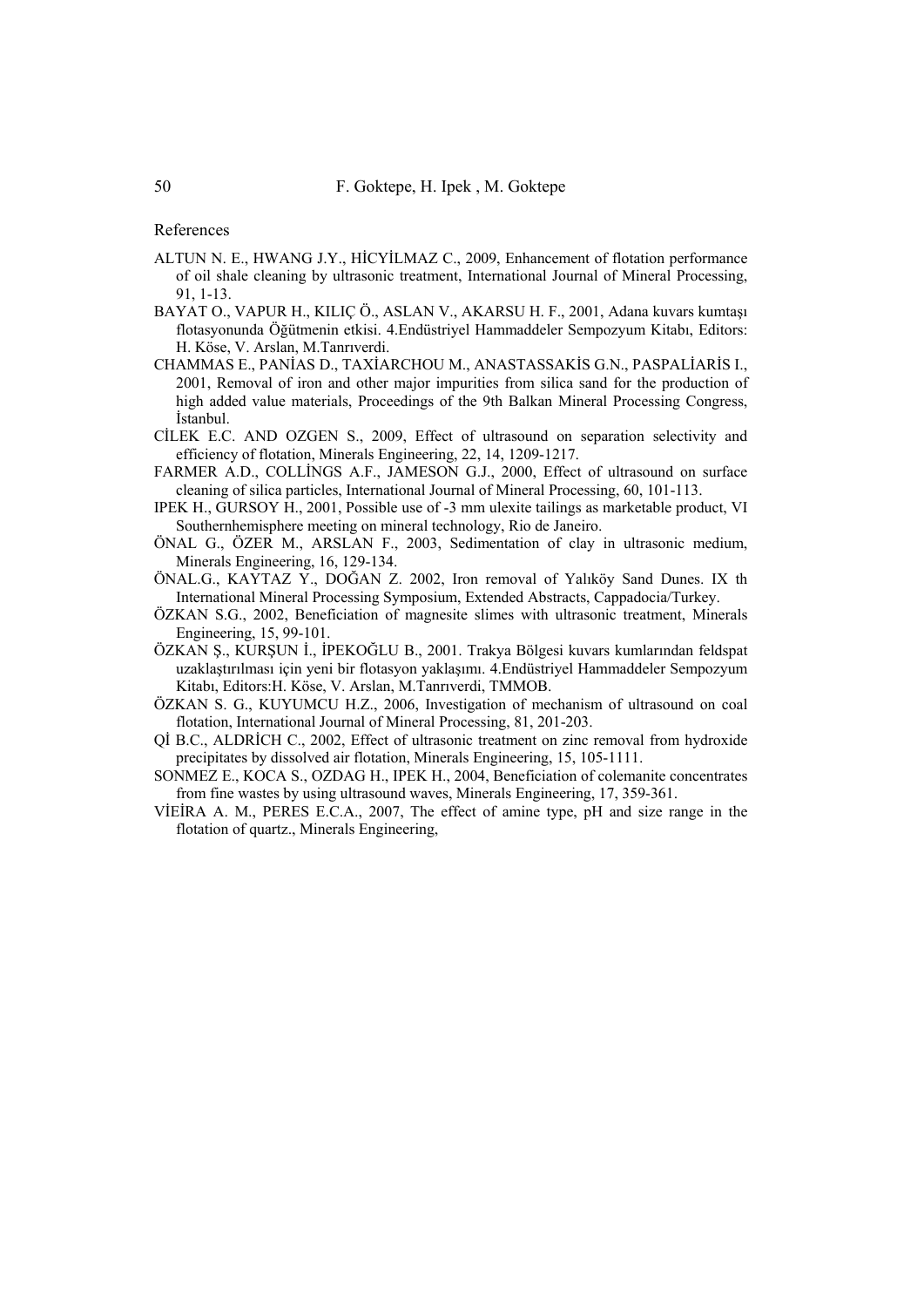## References

ALTUN N. E., HWANG J.Y., HİCYİLMAZ C., 2009, Enhancement of flotation performance of oil shale cleaning by ultrasonic treatment, International Journal of Mineral Processing, 91, 1-13.

BAYAT O., VAPUR H., KILIÇ Ö., ASLAN V., AKARSU H. F., 2001, Adana kuvars kumtaşı flotasyonunda Öğütmenin etkisi. 4.Endüstriyel Hammaddeler Sempozyum Kitabı, Editors: H. Köse, V. Arslan, M.Tanrıverdi.

CHAMMAS E., PANİAS D., TAXİARCHOU M., ANASTASSAKİS G.N., PASPALİARİS I., 2001, Removal of iron and other major impurities from silica sand for the production of high added value materials, Proceedings of the 9th Balkan Mineral Processing Congress, İstanbul.

CİLEK E.C. AND OZGEN S., 2009, Effect of ultrasound on separation selectivity and efficiency of flotation, Minerals Engineering, 22, 14, 1209-1217.

FARMER A.D., COLLİNGS A.F., JAMESON G.J., 2000, Effect of ultrasound on surface cleaning of silica particles, International Journal of Mineral Processing, 60, 101-113.

IPEK H., GURSOY H., 2001, Possible use of -3 mm ulexite tailings as marketable product, VI Southernhemisphere meeting on mineral technology, Rio de Janeiro.

ÖNAL G., ÖZER M., ARSLAN F., 2003, Sedimentation of clay in ultrasonic medium, Minerals Engineering, 16, 129-134.

ÖNAL.G., KAYTAZ Y., DOĞAN Z. 2002, Iron removal of Yalıköy Sand Dunes. IX th International Mineral Processing Symposium, Extended Abstracts, Cappadocia/Turkey.

ÖZKAN S.G., 2002, Beneficiation of magnesite slimes with ultrasonic treatment, Minerals Engineering, 15, 99-101.

ÖZKAN Ş., KURŞUN İ., İPEKOĞLU B., 2001. Trakya Bölgesi kuvars kumlarından feldspat uzaklaştırılması için yeni bir flotasyon yaklaşımı. 4.Endüstriyel Hammaddeler Sempozyum Kitabı, Editors:H. Köse, V. Arslan, M.Tanrıverdi, TMMOB.

ÖZKAN S. G., KUYUMCU H.Z., 2006, Investigation of mechanism of ultrasound on coal flotation, International Journal of Mineral Processing, 81, 201-203.

Qİ B.C., ALDRİCH C., 2002, Effect of ultrasonic treatment on zinc removal from hydroxide precipitates by dissolved air flotation, Minerals Engineering, 15, 105-1111.

SONMEZ E., KOCA S., OZDAG H., IPEK H., 2004, Beneficiation of colemanite concentrates from fine wastes by using ultrasound waves, Minerals Engineering, 17, 359-361.

VİEİRA A. M., PERES E.C.A., 2007, The effect of amine type, pH and size range in the flotation of quartz., Minerals Engineering,